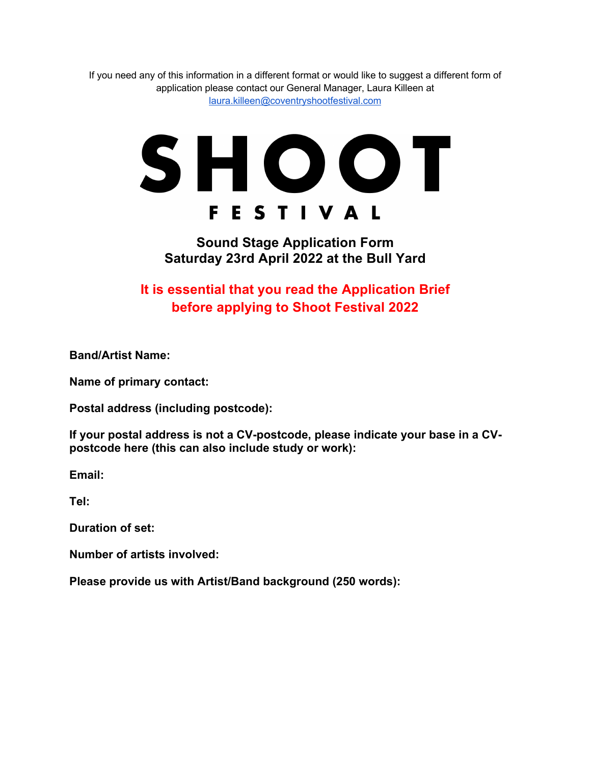If you need any of this information in a different format or would like to suggest a different form of application please contact our General Manager, Laura Killeen at laura.killeen@coventryshootfestival.com

# SHOOT FESTIVAL

## Sound Stage Application Form
## Saturday 23rd April 2022 at the Bull Yard

**It is essential that you read the Application Brief before applying to Shoot Festival 2022**

**Band/Artist Name:**

**Name of primary contact:**

**Postal address (including postcode):**

**If your postal address is not a CV-postcode, please indicate your base in a CV-postcode here (this can also include study or work):**

**Email:**

**Tel:**

**Duration of set:**

**Number of artists involved:**

**Please provide us with Artist/Band background (250 words):**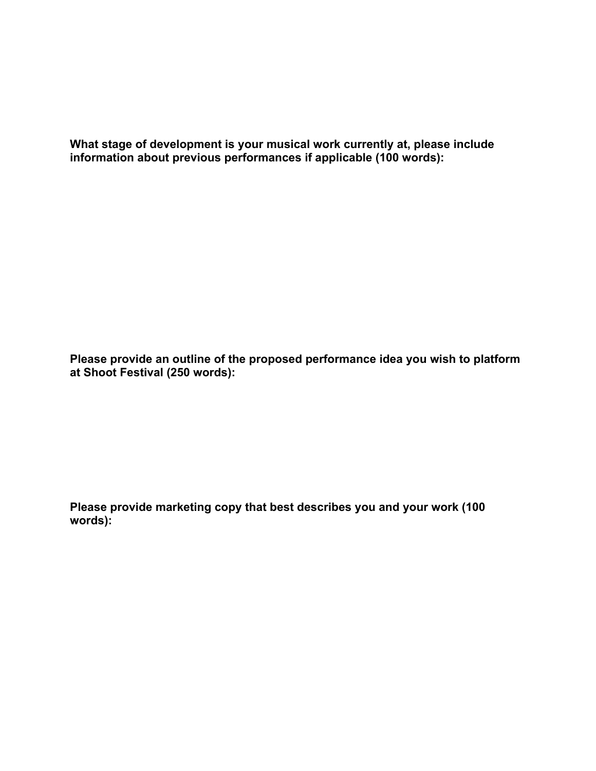**What stage of development is your musical work currently at, please include information about previous performances if applicable (100 words):**

**Please provide an outline of the proposed performance idea you wish to platform at Shoot Festival (250 words):**

**Please provide marketing copy that best describes you and your work (100 words):**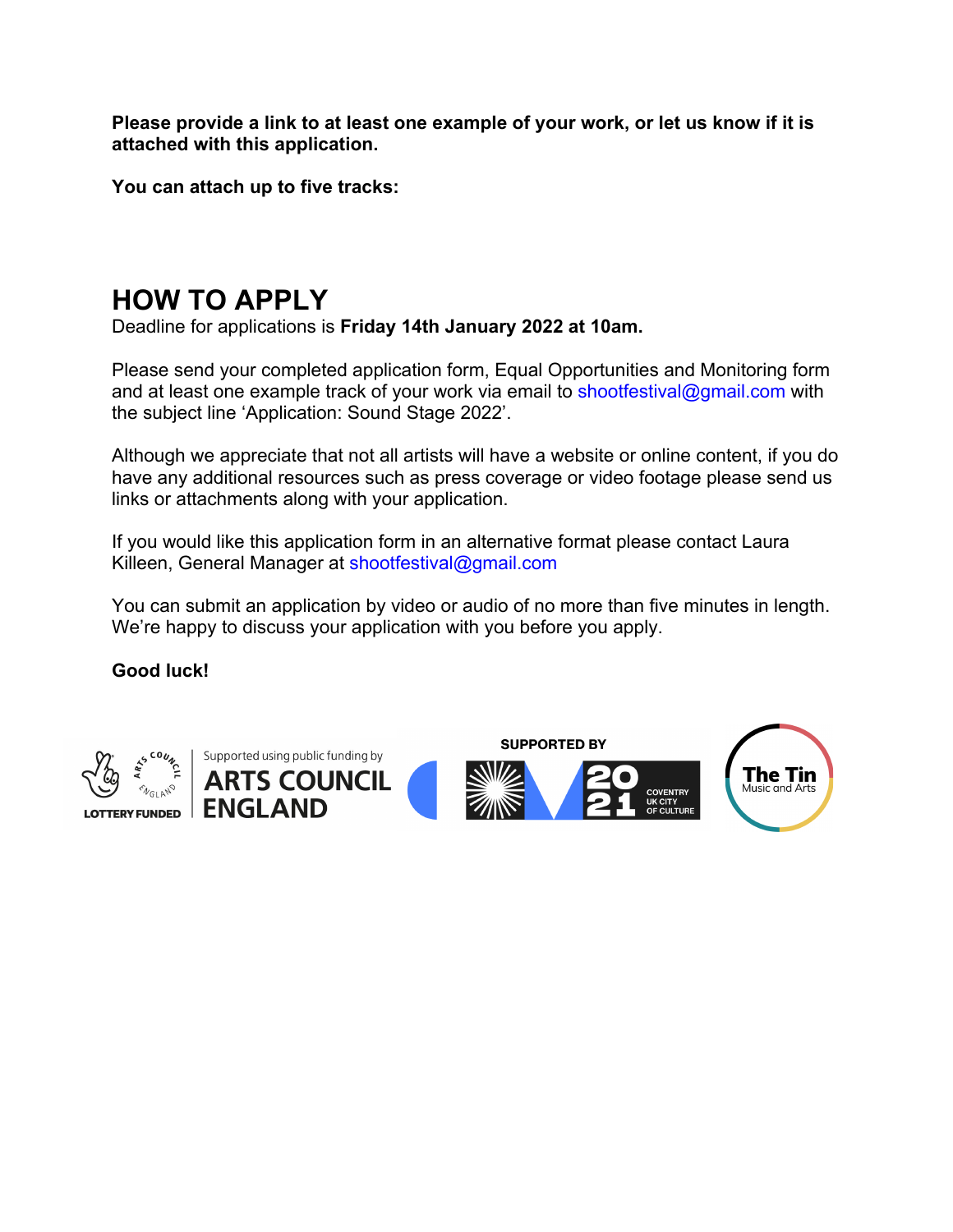**Please provide a link to at least one example of your work, or let us know if it is attached with this application.**

**You can attach up to five tracks:**

# HOW TO APPLY

Deadline for applications is **Friday 14th January 2022 at 10am.**

Please send your completed application form, Equal Opportunities and Monitoring form and at least one example track of your work via email to shootfestival@gmail.com with the subject line 'Application: Sound Stage 2022'.

Although we appreciate that not all artists will have a website or online content, if you do have any additional resources such as press coverage or video footage please send us links or attachments along with your application.

If you would like this application form in an alternative format please contact Laura Killeen, General Manager at shootfestival@gmail.com

You can submit an application by video or audio of no more than five minutes in length. We're happy to discuss your application with you before you apply.

**Good luck!**

LOTTERY FUNDED

Supported using public funding by ARTS COUNCIL ENGLAND

SUPPORTED BY

2021 COVENTRY UK CITY OF CULTURE

The Tin Music and Arts